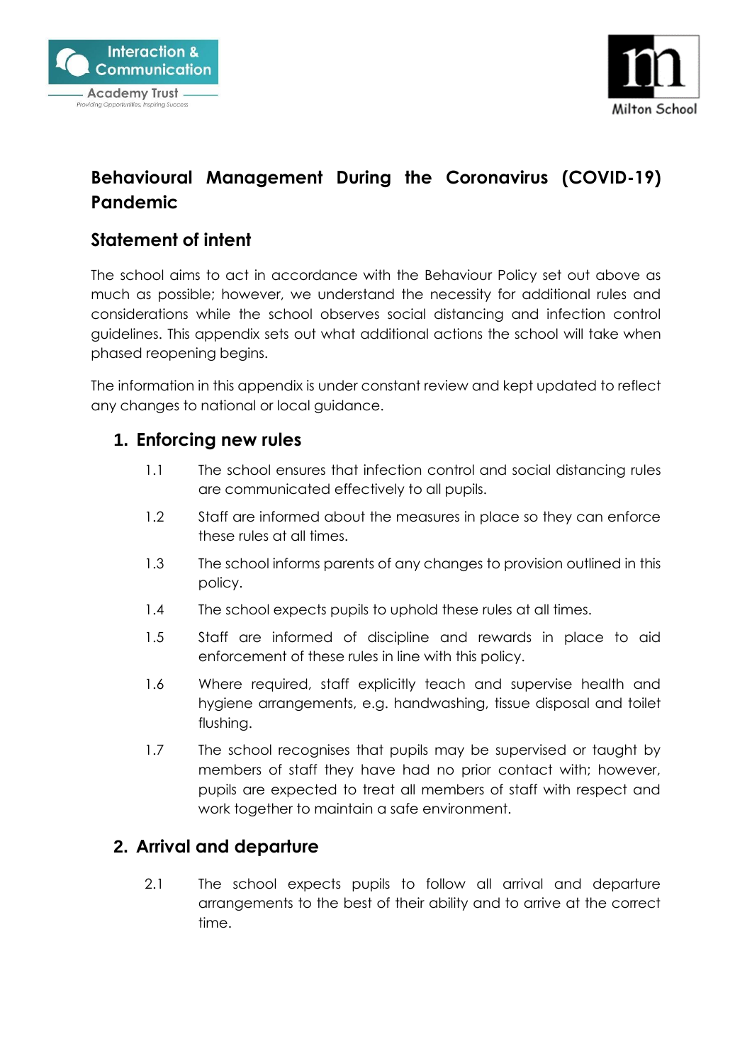# Behavioural Management During the Coronavirus (COVID-19) Pandemic

## Statement of intent

The school aims to act in accordance with the Behaviour Policy set out above as much as possible; however, we understand the necessity for additional rules and considerations while the school observes social distancing and infection control guidelines. This appendix sets out what additional actions the school will take when phased reopening begins.

The information in this appendix is under constant review and kept updated to reflect any changes to national or local guidance.

## 1. Enforcing new rules

1.1 The school ensures that infection control and social distancing rules are communicated effectively to all pupils.

1.2 Staff are informed about the measures in place so they can enforce these rules at all times.

1.3 The school informs parents of any changes to provision outlined in this policy.

1.4 The school expects pupils to uphold these rules at all times.

1.5 Staff are informed of discipline and rewards in place to aid enforcement of these rules in line with this policy.

1.6 Where required, staff explicitly teach and supervise health and hygiene arrangements, e.g. handwashing, tissue disposal and toilet flushing.

1.7 The school recognises that pupils may be supervised or taught by members of staff they have had no prior contact with; however, pupils are expected to treat all members of staff with respect and work together to maintain a safe environment.

## 2. Arrival and departure

2.1 The school expects pupils to follow all arrival and departure arrangements to the best of their ability and to arrive at the correct time.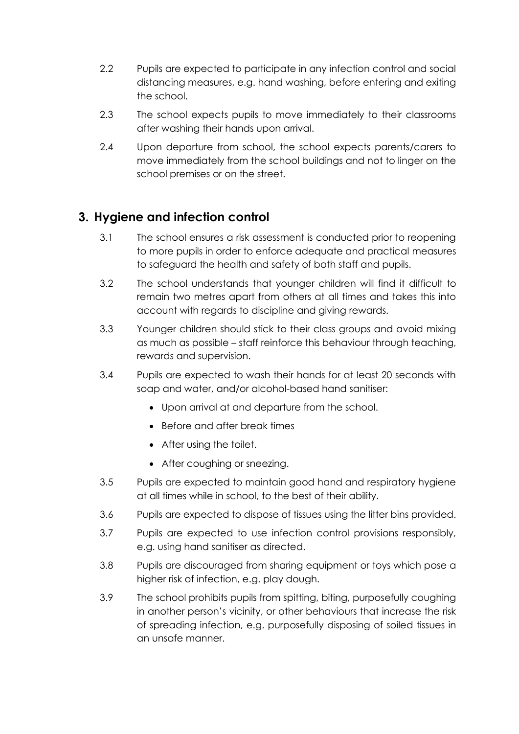2.2 Pupils are expected to participate in any infection control and social distancing measures, e.g. hand washing, before entering and exiting the school.

2.3 The school expects pupils to move immediately to their classrooms after washing their hands upon arrival.

2.4 Upon departure from school, the school expects parents/carers to move immediately from the school buildings and not to linger on the school premises or on the street.

## 3. Hygiene and infection control

3.1 The school ensures a risk assessment is conducted prior to reopening to more pupils in order to enforce adequate and practical measures to safeguard the health and safety of both staff and pupils.

3.2 The school understands that younger children will find it difficult to remain two metres apart from others at all times and takes this into account with regards to discipline and giving rewards.

3.3 Younger children should stick to their class groups and avoid mixing as much as possible – staff reinforce this behaviour through teaching, rewards and supervision.

3.4 Pupils are expected to wash their hands for at least 20 seconds with soap and water, and/or alcohol-based hand sanitiser:

- Upon arrival at and departure from the school.
- Before and after break times
- After using the toilet.
- After coughing or sneezing.

3.5 Pupils are expected to maintain good hand and respiratory hygiene at all times while in school, to the best of their ability.

3.6 Pupils are expected to dispose of tissues using the litter bins provided.

3.7 Pupils are expected to use infection control provisions responsibly, e.g. using hand sanitiser as directed.

3.8 Pupils are discouraged from sharing equipment or toys which pose a higher risk of infection, e.g. play dough.

3.9 The school prohibits pupils from spitting, biting, purposefully coughing in another person's vicinity, or other behaviours that increase the risk of spreading infection, e.g. purposefully disposing of soiled tissues in an unsafe manner.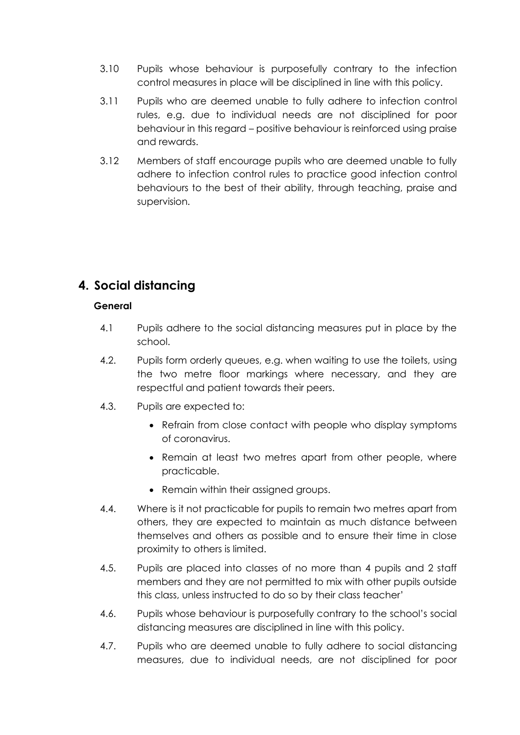3.10 Pupils whose behaviour is purposefully contrary to the infection control measures in place will be disciplined in line with this policy.

3.11 Pupils who are deemed unable to fully adhere to infection control rules, e.g. due to individual needs are not disciplined for poor behaviour in this regard – positive behaviour is reinforced using praise and rewards.

3.12 Members of staff encourage pupils who are deemed unable to fully adhere to infection control rules to practice good infection control behaviours to the best of their ability, through teaching, praise and supervision.

## 4. Social distancing

**General**

4.1 Pupils adhere to the social distancing measures put in place by the school.

4.2. Pupils form orderly queues, e.g. when waiting to use the toilets, using the two metre floor markings where necessary, and they are respectful and patient towards their peers.

4.3. Pupils are expected to:

- Refrain from close contact with people who display symptoms of coronavirus.
- Remain at least two metres apart from other people, where practicable.
- Remain within their assigned groups.

4.4. Where is it not practicable for pupils to remain two metres apart from others, they are expected to maintain as much distance between themselves and others as possible and to ensure their time in close proximity to others is limited.

4.5. Pupils are placed into classes of no more than 4 pupils and 2 staff members and they are not permitted to mix with other pupils outside this class, unless instructed to do so by their class teacher'

4.6. Pupils whose behaviour is purposefully contrary to the school's social distancing measures are disciplined in line with this policy.

4.7. Pupils who are deemed unable to fully adhere to social distancing measures, due to individual needs, are not disciplined for poor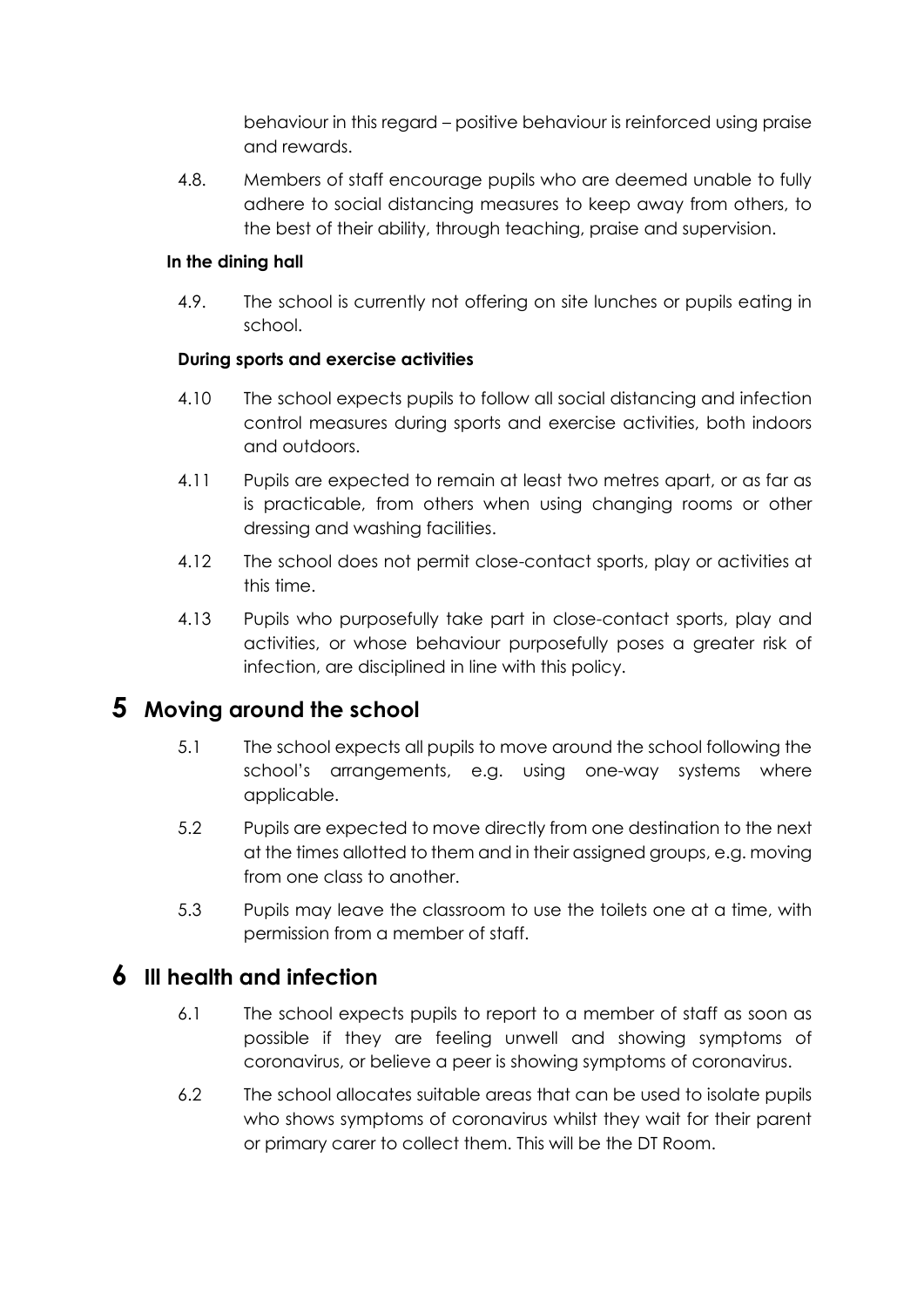behaviour in this regard – positive behaviour is reinforced using praise and rewards.

4.8. Members of staff encourage pupils who are deemed unable to fully adhere to social distancing measures to keep away from others, to the best of their ability, through teaching, praise and supervision.

**In the dining hall**

4.9. The school is currently not offering on site lunches or pupils eating in school.

**During sports and exercise activities**

4.10 The school expects pupils to follow all social distancing and infection control measures during sports and exercise activities, both indoors and outdoors.

4.11 Pupils are expected to remain at least two metres apart, or as far as is practicable, from others when using changing rooms or other dressing and washing facilities.

4.12 The school does not permit close-contact sports, play or activities at this time.

4.13 Pupils who purposefully take part in close-contact sports, play and activities, or whose behaviour purposefully poses a greater risk of infection, are disciplined in line with this policy.

# 5 Moving around the school

5.1 The school expects all pupils to move around the school following the school's arrangements, e.g. using one-way systems where applicable.

5.2 Pupils are expected to move directly from one destination to the next at the times allotted to them and in their assigned groups, e.g. moving from one class to another.

5.3 Pupils may leave the classroom to use the toilets one at a time, with permission from a member of staff.

# 6 Ill health and infection

6.1 The school expects pupils to report to a member of staff as soon as possible if they are feeling unwell and showing symptoms of coronavirus, or believe a peer is showing symptoms of coronavirus.

6.2 The school allocates suitable areas that can be used to isolate pupils who shows symptoms of coronavirus whilst they wait for their parent or primary carer to collect them. This will be the DT Room.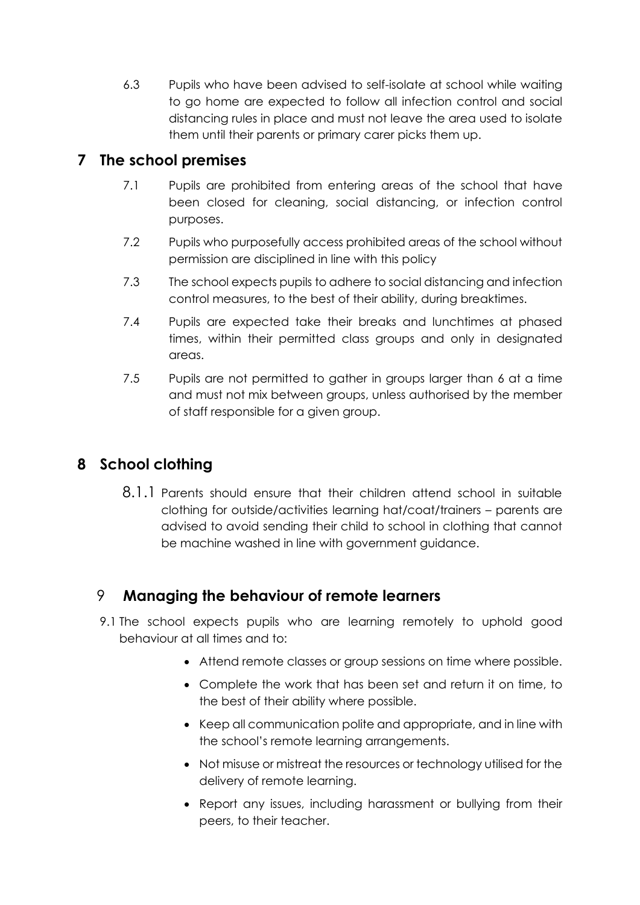6.3 Pupils who have been advised to self-isolate at school while waiting to go home are expected to follow all infection control and social distancing rules in place and must not leave the area used to isolate them until their parents or primary carer picks them up.

## 7 The school premises

7.1 Pupils are prohibited from entering areas of the school that have been closed for cleaning, social distancing, or infection control purposes.

7.2 Pupils who purposefully access prohibited areas of the school without permission are disciplined in line with this policy

7.3 The school expects pupils to adhere to social distancing and infection control measures, to the best of their ability, during breaktimes.

7.4 Pupils are expected take their breaks and lunchtimes at phased times, within their permitted class groups and only in designated areas.

7.5 Pupils are not permitted to gather in groups larger than 6 at a time and must not mix between groups, unless authorised by the member of staff responsible for a given group.

## 8 School clothing

8.1.1 Parents should ensure that their children attend school in suitable clothing for outside/activities learning hat/coat/trainers – parents are advised to avoid sending their child to school in clothing that cannot be machine washed in line with government guidance.

## 9 Managing the behaviour of remote learners

9.1 The school expects pupils who are learning remotely to uphold good behaviour at all times and to:

- Attend remote classes or group sessions on time where possible.
- Complete the work that has been set and return it on time, to the best of their ability where possible.
- Keep all communication polite and appropriate, and in line with the school's remote learning arrangements.
- Not misuse or mistreat the resources or technology utilised for the delivery of remote learning.
- Report any issues, including harassment or bullying from their peers, to their teacher.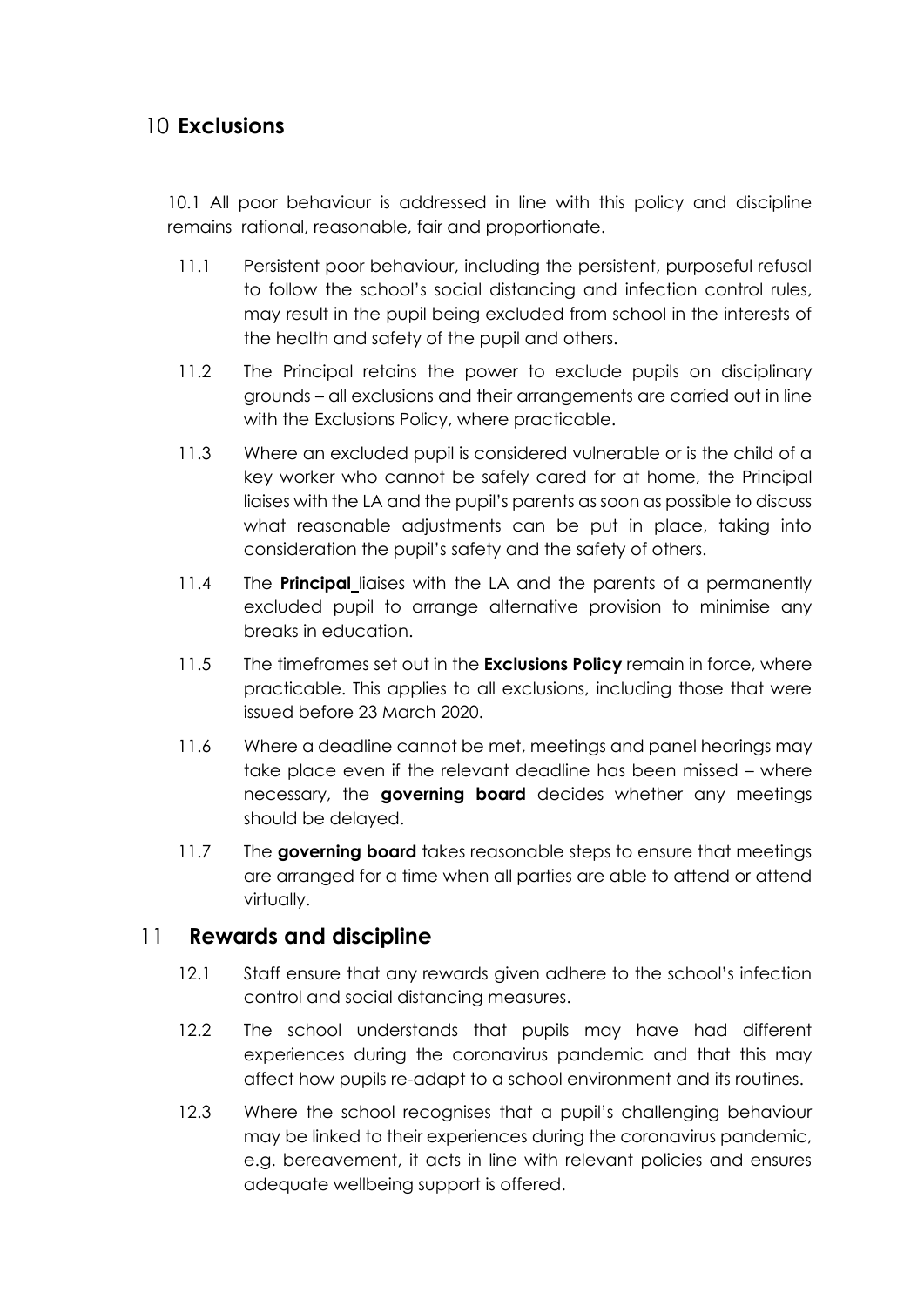## 10 **Exclusions**

10.1 All poor behaviour is addressed in line with this policy and discipline remains rational, reasonable, fair and proportionate.

11.1 Persistent poor behaviour, including the persistent, purposeful refusal to follow the school's social distancing and infection control rules, may result in the pupil being excluded from school in the interests of the health and safety of the pupil and others.

11.2 The Principal retains the power to exclude pupils on disciplinary grounds – all exclusions and their arrangements are carried out in line with the Exclusions Policy, where practicable.

11.3 Where an excluded pupil is considered vulnerable or is the child of a key worker who cannot be safely cared for at home, the Principal liaises with the LA and the pupil's parents as soon as possible to discuss what reasonable adjustments can be put in place, taking into consideration the pupil's safety and the safety of others.

11.4 The **Principal** liaises with the LA and the parents of a permanently excluded pupil to arrange alternative provision to minimise any breaks in education.

11.5 The timeframes set out in the **Exclusions Policy** remain in force, where practicable. This applies to all exclusions, including those that were issued before 23 March 2020.

11.6 Where a deadline cannot be met, meetings and panel hearings may take place even if the relevant deadline has been missed – where necessary, the **governing board** decides whether any meetings should be delayed.

11.7 The **governing board** takes reasonable steps to ensure that meetings are arranged for a time when all parties are able to attend or attend virtually.

## 11 **Rewards and discipline**

12.1 Staff ensure that any rewards given adhere to the school's infection control and social distancing measures.

12.2 The school understands that pupils may have had different experiences during the coronavirus pandemic and that this may affect how pupils re-adapt to a school environment and its routines.

12.3 Where the school recognises that a pupil's challenging behaviour may be linked to their experiences during the coronavirus pandemic, e.g. bereavement, it acts in line with relevant policies and ensures adequate wellbeing support is offered.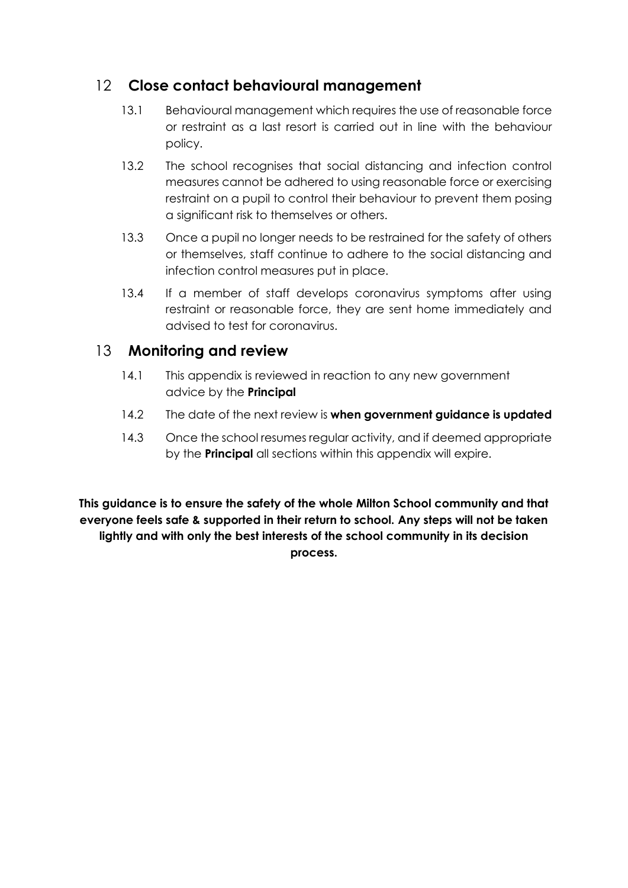## 12 Close contact behavioural management

13.1 Behavioural management which requires the use of reasonable force or restraint as a last resort is carried out in line with the behaviour policy.

13.2 The school recognises that social distancing and infection control measures cannot be adhered to using reasonable force or exercising restraint on a pupil to control their behaviour to prevent them posing a significant risk to themselves or others.

13.3 Once a pupil no longer needs to be restrained for the safety of others or themselves, staff continue to adhere to the social distancing and infection control measures put in place.

13.4 If a member of staff develops coronavirus symptoms after using restraint or reasonable force, they are sent home immediately and advised to test for coronavirus.

## 13 Monitoring and review

14.1 This appendix is reviewed in reaction to any new government advice by the **Principal**

14.2 The date of the next review is **when government guidance is updated**

14.3 Once the school resumes regular activity, and if deemed appropriate by the **Principal** all sections within this appendix will expire.

**This guidance is to ensure the safety of the whole Milton School community and that everyone feels safe & supported in their return to school. Any steps will not be taken lightly and with only the best interests of the school community in its decision process.**